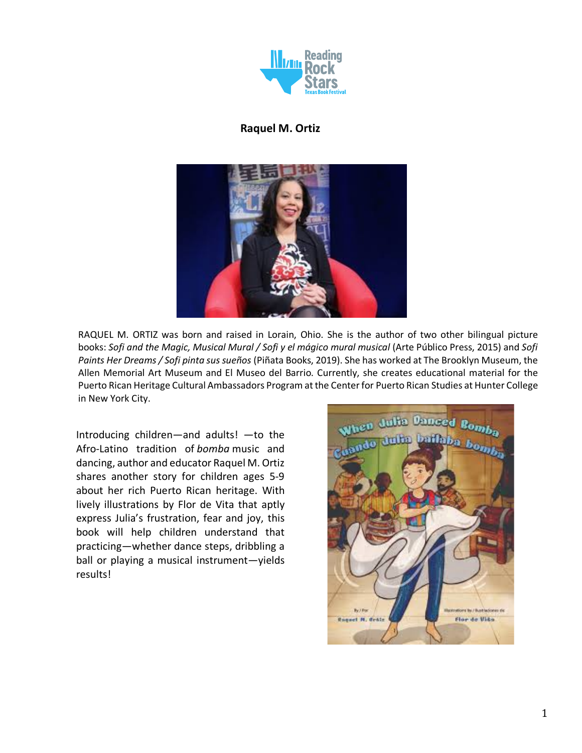# Raquel M. Ortiz

RAQUEL M. ORTIZ was born and raised in Lorain, Ohio. She is the author of two other bilingual picture books: *Sofi and the Magic, Musical Mural / Sofi y el mágico mural musical* (Arte Público Press, 2015) and *Sofi Paints Her Dreams / Sofi pinta sus sueños* (Piñata Books, 2019). She has worked at The Brooklyn Museum, the Allen Memorial Art Museum and El Museo del Barrio. Currently, she creates educational material for the Puerto Rican Heritage Cultural Ambassadors Program at the Center for Puerto Rican Studies at Hunter College in New York City.

Introducing children—and adults! —to the Afro-Latino tradition of *bomba* music and dancing, author and educator Raquel M. Ortiz shares another story for children ages 5-9 about her rich Puerto Rican heritage. With lively illustrations by Flor de Vita that aptly express Julia's frustration, fear and joy, this book will help children understand that practicing—whether dance steps, dribbling a ball or playing a musical instrument—yields results!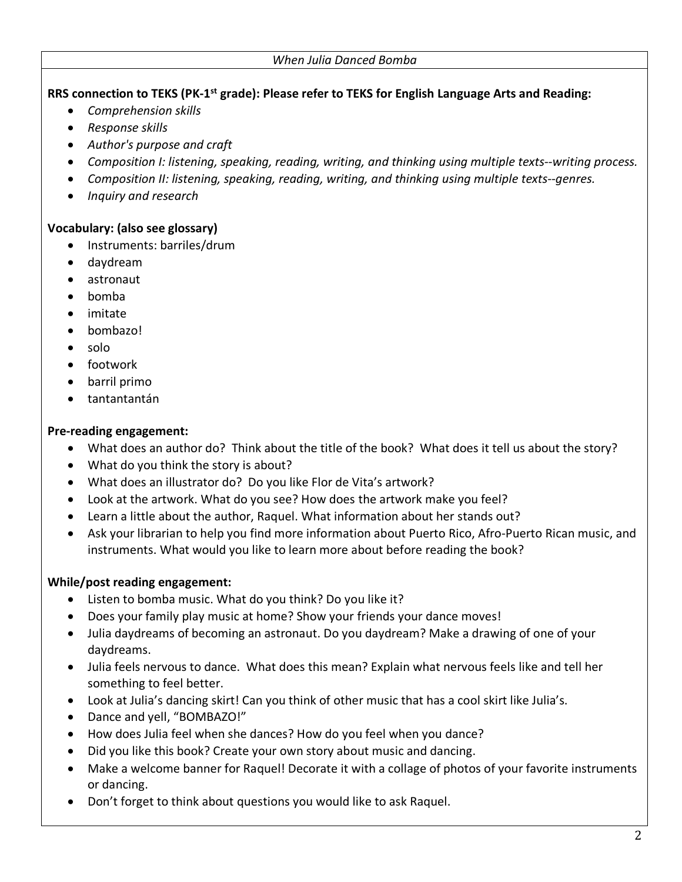*When Julia Danced Bomba*

**RRS connection to TEKS (PK-1st grade): Please refer to TEKS for English Language Arts and Reading:**

- *Comprehension skills*
- *Response skills*
- *Author's purpose and craft*
- *Composition I: listening, speaking, reading, writing, and thinking using multiple texts--writing process.*
- *Composition II: listening, speaking, reading, writing, and thinking using multiple texts--genres.*
- *Inquiry and research*

**Vocabulary: (also see glossary)**

- Instruments: barriles/drum
- daydream
- astronaut
- bomba
- imitate
- bombazo!
- solo
- footwork
- barril primo
- tantantantán

**Pre-reading engagement:**

- What does an author do? Think about the title of the book? What does it tell us about the story?
- What do you think the story is about?
- What does an illustrator do? Do you like Flor de Vita's artwork?
- Look at the artwork. What do you see? How does the artwork make you feel?
- Learn a little about the author, Raquel. What information about her stands out?
- Ask your librarian to help you find more information about Puerto Rico, Afro-Puerto Rican music, and instruments. What would you like to learn more about before reading the book?

**While/post reading engagement:**

- Listen to bomba music. What do you think? Do you like it?
- Does your family play music at home? Show your friends your dance moves!
- Julia daydreams of becoming an astronaut. Do you daydream? Make a drawing of one of your daydreams.
- Julia feels nervous to dance. What does this mean? Explain what nervous feels like and tell her something to feel better.
- Look at Julia's dancing skirt! Can you think of other music that has a cool skirt like Julia's.
- Dance and yell, "BOMBAZO!"
- How does Julia feel when she dances? How do you feel when you dance?
- Did you like this book? Create your own story about music and dancing.
- Make a welcome banner for Raquel! Decorate it with a collage of photos of your favorite instruments or dancing.
- Don't forget to think about questions you would like to ask Raquel.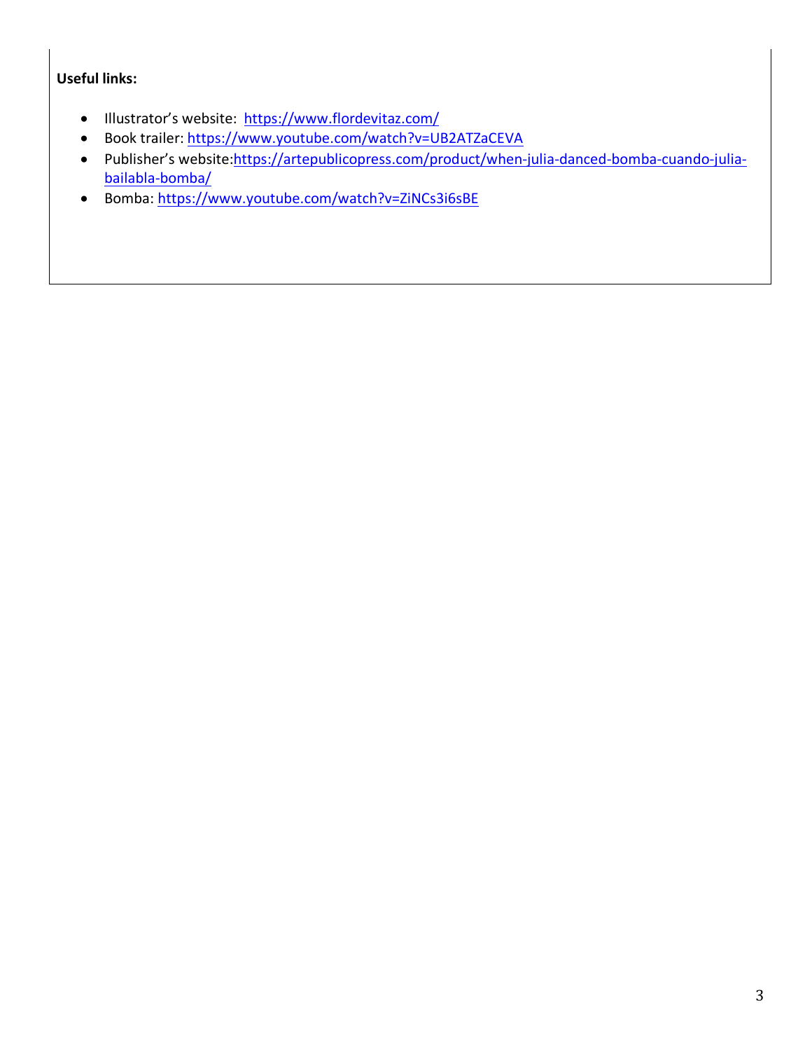**Useful links:**

- Illustrator's website: https://www.flordevitaz.com/
- Book trailer: https://www.youtube.com/watch?v=UB2ATZaCEVA
- Publisher's website:https://artepublicopress.com/product/when-julia-danced-bomba-cuando-julia-bailabla-bomba/
- Bomba: https://www.youtube.com/watch?v=ZiNCs3i6sBE